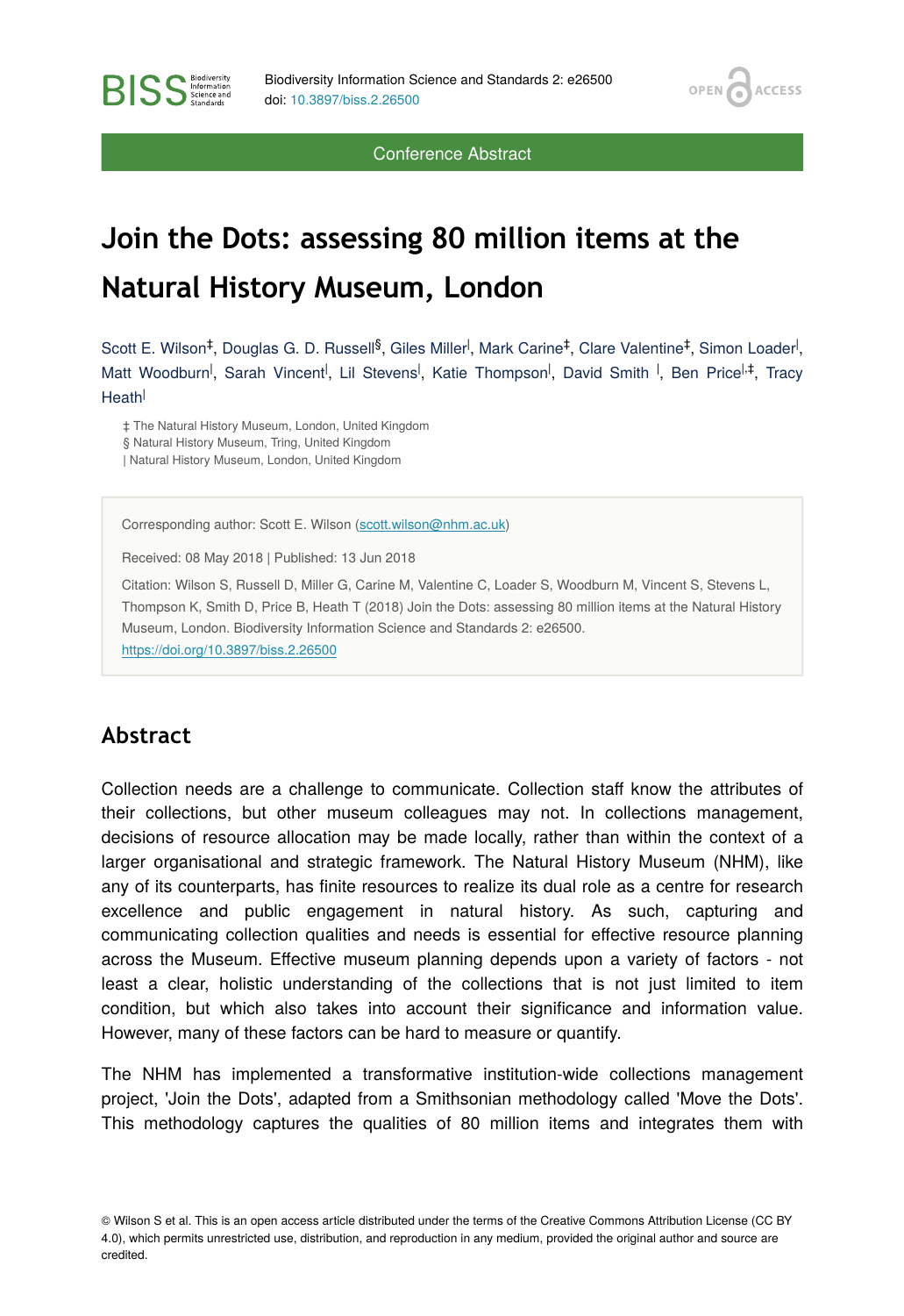Conference Abstract

# Join the Dots: assessing 80 million items at the Natural History Museum, London

Scott E. Wilson[‡], Douglas G. D. Russell[§], Giles Miller[|], Mark Carine[‡], Clare Valentine[‡], Simon Loader[|], Matt Woodburn[|], Sarah Vincent[|], Lil Stevens[|], Katie Thompson[|], David Smith [|], Ben Price[|,‡], Tracy Heath[|]

‡ The Natural History Museum, London, United Kingdom
§ Natural History Museum, Tring, United Kingdom
| Natural History Museum, London, United Kingdom

Corresponding author: Scott E. Wilson (scott.wilson@nhm.ac.uk)

Received: 08 May 2018 | Published: 13 Jun 2018

Citation: Wilson S, Russell D, Miller G, Carine M, Valentine C, Loader S, Woodburn M, Vincent S, Stevens L, Thompson K, Smith D, Price B, Heath T (2018) Join the Dots: assessing 80 million items at the Natural History Museum, London. Biodiversity Information Science and Standards 2: e26500. https://doi.org/10.3897/biss.2.26500

## Abstract

Collection needs are a challenge to communicate. Collection staff know the attributes of their collections, but other museum colleagues may not. In collections management, decisions of resource allocation may be made locally, rather than within the context of a larger organisational and strategic framework. The Natural History Museum (NHM), like any of its counterparts, has finite resources to realize its dual role as a centre for research excellence and public engagement in natural history. As such, capturing and communicating collection qualities and needs is essential for effective resource planning across the Museum. Effective museum planning depends upon a variety of factors - not least a clear, holistic understanding of the collections that is not just limited to item condition, but which also takes into account their significance and information value. However, many of these factors can be hard to measure or quantify.

The NHM has implemented a transformative institution-wide collections management project, 'Join the Dots', adapted from a Smithsonian methodology called 'Move the Dots'. This methodology captures the qualities of 80 million items and integrates them with

© Wilson S et al. This is an open access article distributed under the terms of the Creative Commons Attribution License (CC BY 4.0), which permits unrestricted use, distribution, and reproduction in any medium, provided the original author and source are credited.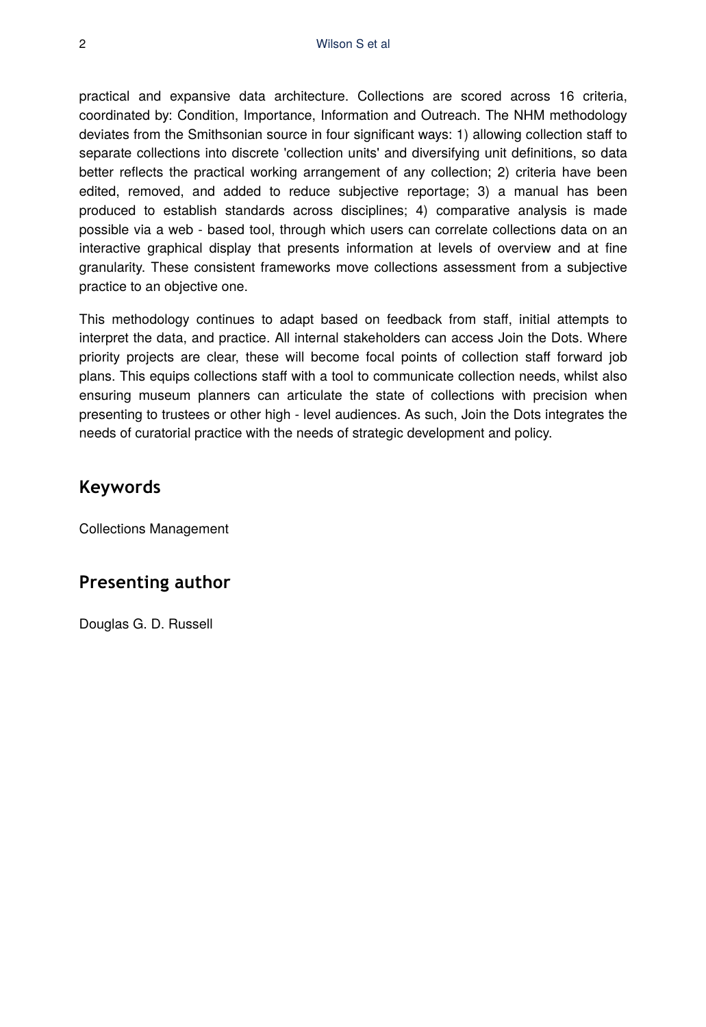practical and expansive data architecture. Collections are scored across 16 criteria, coordinated by: Condition, Importance, Information and Outreach. The NHM methodology deviates from the Smithsonian source in four significant ways: 1) allowing collection staff to separate collections into discrete 'collection units' and diversifying unit definitions, so data better reflects the practical working arrangement of any collection; 2) criteria have been edited, removed, and added to reduce subjective reportage; 3) a manual has been produced to establish standards across disciplines; 4) comparative analysis is made possible via a web - based tool, through which users can correlate collections data on an interactive graphical display that presents information at levels of overview and at fine granularity. These consistent frameworks move collections assessment from a subjective practice to an objective one.

This methodology continues to adapt based on feedback from staff, initial attempts to interpret the data, and practice. All internal stakeholders can access Join the Dots. Where priority projects are clear, these will become focal points of collection staff forward job plans. This equips collections staff with a tool to communicate collection needs, whilst also ensuring museum planners can articulate the state of collections with precision when presenting to trustees or other high - level audiences. As such, Join the Dots integrates the needs of curatorial practice with the needs of strategic development and policy.

## Keywords

Collections Management

## Presenting author

Douglas G. D. Russell